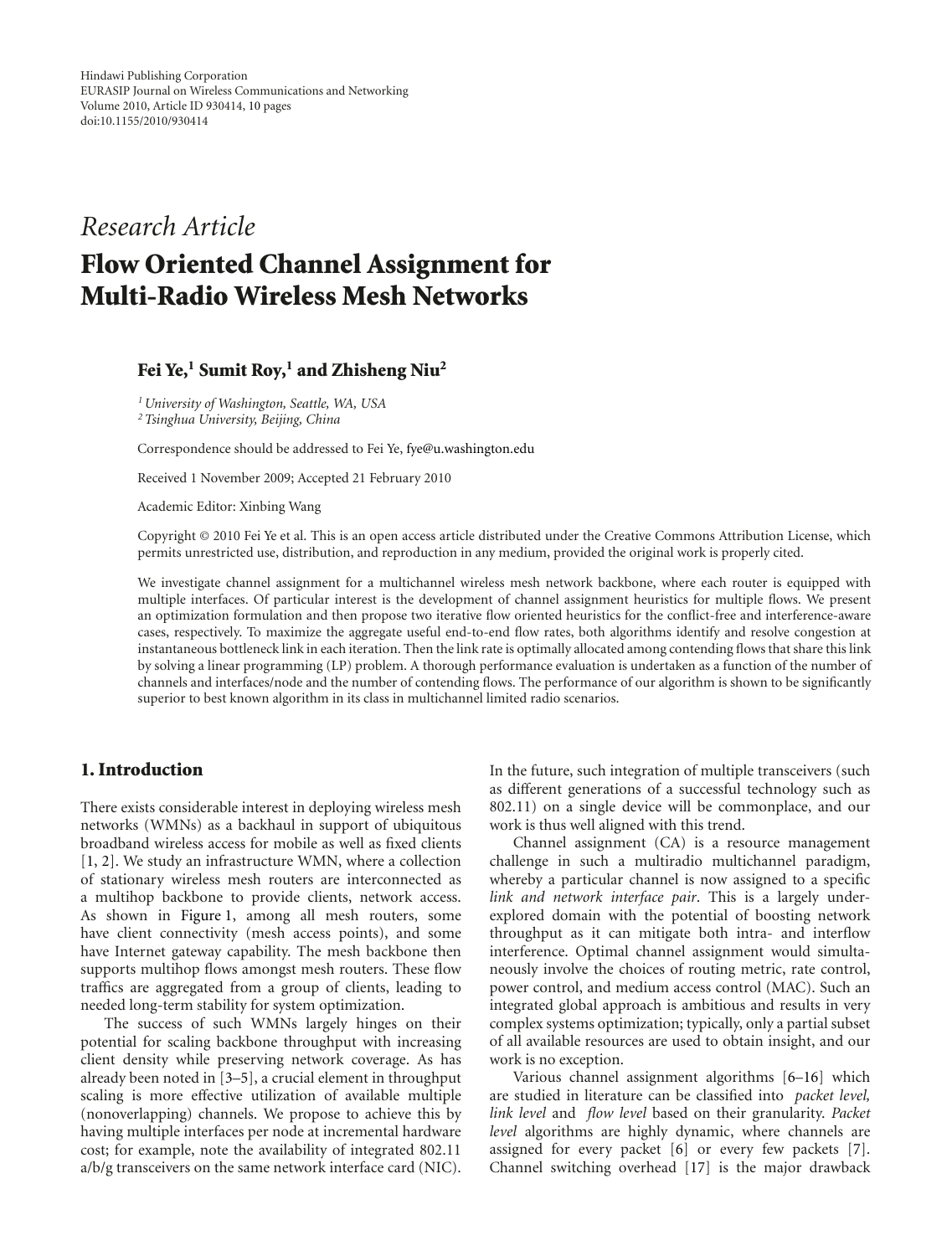Hindawi Publishing Corporation
EURASIP Journal on Wireless Communications and Networking
Volume 2010, Article ID 930414, 10 pages
doi:10.1155/2010/930414

*Research Article*

# Flow Oriented Channel Assignment for Multi-Radio Wireless Mesh Networks

**Fei Ye,[1] Sumit Roy,[1] and Zhisheng Niu[2]**

[1] *University of Washington, Seattle, WA, USA*
[2] *Tsinghua University, Beijing, China*

Correspondence should be addressed to Fei Ye, fye@u.washington.edu

Received 1 November 2009; Accepted 21 February 2010

Academic Editor: Xinbing Wang

Copyright © 2010 Fei Ye et al. This is an open access article distributed under the Creative Commons Attribution License, which permits unrestricted use, distribution, and reproduction in any medium, provided the original work is properly cited.

We investigate channel assignment for a multichannel wireless mesh network backbone, where each router is equipped with multiple interfaces. Of particular interest is the development of channel assignment heuristics for multiple flows. We present an optimization formulation and then propose two iterative flow oriented heuristics for the conflict-free and interference-aware cases, respectively. To maximize the aggregate useful end-to-end flow rates, both algorithms identify and resolve congestion at instantaneous bottleneck link in each iteration. Then the link rate is optimally allocated among contending flows that share this link by solving a linear programming (LP) problem. A thorough performance evaluation is undertaken as a function of the number of channels and interfaces/node and the number of contending flows. The performance of our algorithm is shown to be significantly superior to best known algorithm in its class in multichannel limited radio scenarios.

## 1. Introduction

There exists considerable interest in deploying wireless mesh networks (WMNs) as a backhaul in support of ubiquitous broadband wireless access for mobile as well as fixed clients [1, 2]. We study an infrastructure WMN, where a collection of stationary wireless mesh routers are interconnected as a multihop backbone to provide clients, network access. As shown in Figure 1, among all mesh routers, some have client connectivity (mesh access points), and some have Internet gateway capability. The mesh backbone then supports multihop flows amongst mesh routers. These flow traffics are aggregated from a group of clients, leading to needed long-term stability for system optimization.

The success of such WMNs largely hinges on their potential for scaling backbone throughput with increasing client density while preserving network coverage. As has already been noted in [3–5], a crucial element in throughput scaling is more effective utilization of available multiple (nonoverlapping) channels. We propose to achieve this by having multiple interfaces per node at incremental hardware cost; for example, note the availability of integrated 802.11 a/b/g transceivers on the same network interface card (NIC). In the future, such integration of multiple transceivers (such as different generations of a successful technology such as 802.11) on a single device will be commonplace, and our work is thus well aligned with this trend.

Channel assignment (CA) is a resource management challenge in such a multiradio multichannel paradigm, whereby a particular channel is now assigned to a specific *link and network interface pair*. This is a largely under-explored domain with the potential of boosting network throughput as it can mitigate both intra- and interflow interference. Optimal channel assignment would simultaneously involve the choices of routing metric, rate control, power control, and medium access control (MAC). Such an integrated global approach is ambitious and results in very complex systems optimization; typically, only a partial subset of all available resources are used to obtain insight, and our work is no exception.

Various channel assignment algorithms [6–16] which are studied in literature can be classified into *packet level, link level* and *flow level* based on their granularity. *Packet level* algorithms are highly dynamic, where channels are assigned for every packet [6] or every few packets [7]. Channel switching overhead [17] is the major drawback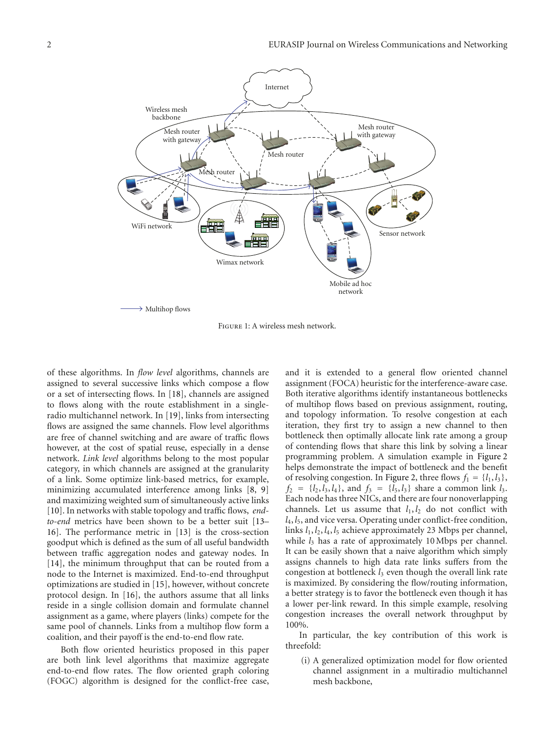Figure 1: A wireless mesh network.

of these algorithms. In *flow level* algorithms, channels are assigned to several successive links which compose a flow or a set of intersecting flows. In [18], channels are assigned to flows along with the route establishment in a single-radio multichannel network. In [19], links from intersecting flows are assigned the same channels. Flow level algorithms are free of channel switching and are aware of traffic flows however, at the cost of spatial reuse, especially in a dense network. *Link level* algorithms belong to the most popular category, in which channels are assigned at the granularity of a link. Some optimize link-based metrics, for example, minimizing accumulated interference among links [8, 9] and maximizing weighted sum of simultaneously active links [10]. In networks with stable topology and traffic flows, *end-to-end* metrics have been shown to be a better suit [13–16]. The performance metric in [13] is the cross-section goodput which is defined as the sum of all useful bandwidth between traffic aggregation nodes and gateway nodes. In [14], the minimum throughput that can be routed from a node to the Internet is maximized. End-to-end throughput optimizations are studied in [15], however, without concrete protocol design. In [16], the authors assume that all links reside in a single collision domain and formulate channel assignment as a game, where players (links) compete for the same pool of channels. Links from a multihop flow form a coalition, and their payoff is the end-to-end flow rate.

Both flow oriented heuristics proposed in this paper are both link level algorithms that maximize aggregate end-to-end flow rates. The flow oriented graph coloring (FOGC) algorithm is designed for the conflict-free case, and it is extended to a general flow oriented channel assignment (FOCA) heuristic for the interference-aware case. Both iterative algorithms identify instantaneous bottlenecks of multihop flows based on previous assignment, routing, and topology information. To resolve congestion at each iteration, they first try to assign a new channel to then bottleneck then optimally allocate link rate among a group of contending flows that share this link by solving a linear programming problem. A simulation example in Figure 2 helps demonstrate the impact of bottleneck and the benefit of resolving congestion. In Figure 2, three flows $f_1 = \{l_1, l_3\}$, $f_2 = \{l_2, l_3, l_4\}$, and $f_3 = \{l_5, l_3\}$ share a common link $l_3$. Each node has three NICs, and there are four nonoverlapping channels. Let us assume that $l_1, l_2$ do not conflict with $l_4, l_5$, and vice versa. Operating under conflict-free condition, links $l_1, l_2, l_4, l_5$ achieve approximately 23 Mbps per channel, while $l_3$ has a rate of approximately 10 Mbps per channel. It can be easily shown that a naive algorithm which simply assigns channels to high data rate links suffers from the congestion at bottleneck $l_3$ even though the overall link rate is maximized. By considering the flow/routing information, a better strategy is to favor the bottleneck even though it has a lower per-link reward. In this simple example, resolving congestion increases the overall network throughput by 100%.

In particular, the key contribution of this work is threefold:

(i) A generalized optimization model for flow oriented channel assignment in a multiradio multichannel mesh backbone,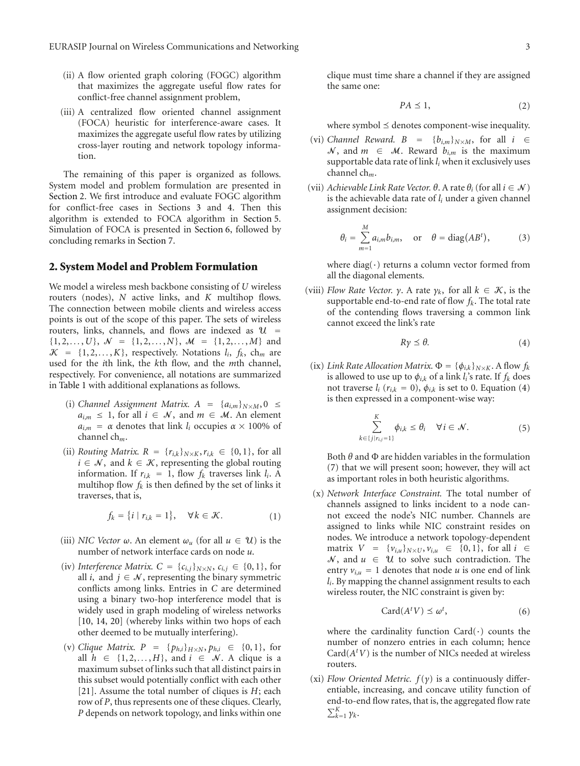(ii) A flow oriented graph coloring (FOGC) algorithm that maximizes the aggregate useful flow rates for conflict-free channel assignment problem,

(iii) A centralized flow oriented channel assignment (FOCA) heuristic for interference-aware cases. It maximizes the aggregate useful flow rates by utilizing cross-layer routing and network topology information.

The remaining of this paper is organized as follows. System model and problem formulation are presented in Section 2. We first introduce and evaluate FOGC algorithm for conflict-free cases in Sections 3 and 4. Then this algorithm is extended to FOCA algorithm in Section 5. Simulation of FOCA is presented in Section 6, followed by concluding remarks in Section 7.

## 2. System Model and Problem Formulation

We model a wireless mesh backbone consisting of $U$ wireless routers (nodes), $N$ active links, and $K$ multihop flows. The connection between mobile clients and wireless access points is out of the scope of this paper. The sets of wireless routers, links, channels, and flows are indexed as $\mathcal{U} = \{1, 2, \ldots, U\}$, $\mathcal{N} = \{1, 2, \ldots, N\}$, $\mathcal{M} = \{1, 2, \ldots, M\}$ and $\mathcal{K} = \{1, 2, \ldots, K\}$, respectively. Notations $l_i$, $f_k$, $\text{ch}_m$ are used for the $i$th link, the $k$th flow, and the $m$th channel, respectively. For convenience, all notations are summarized in Table 1 with additional explanations as follows.

(i) *Channel Assignment Matrix.* $A = \{a_{i,m}\}_{N\times M}$, $0 \le a_{i,m} \le 1$, for all $i \in \mathcal{N}$, and $m \in \mathcal{M}$. An element $a_{i,m} = \alpha$ denotes that link $l_i$ occupies $\alpha \times 100\%$ of channel $\text{ch}_m$.

(ii) *Routing Matrix.* $R = \{r_{i,k}\}_{N\times K}, r_{i,k} \in \{0, 1\}$, for all $i \in \mathcal{N}$, and $k \in \mathcal{K}$, representing the global routing information. If $r_{i,k} = 1$, flow $f_k$ traverses link $l_i$. A multihop flow $f_k$ is then defined by the set of links it traverses, that is,

$$f_k = \{i \mid r_{i,k} = 1\}, \quad \forall k \in \mathcal{K}. \tag{1}$$

(iii) *NIC Vector* $\omega$. An element $\omega_u$ (for all $u \in \mathcal{U}$) is the number of network interface cards on node $u$.

(iv) *Interference Matrix.* $C = \{c_{i,j}\}_{N\times N}$, $c_{i,j} \in \{0, 1\}$, for all $i$, and $j \in \mathcal{N}$, representing the binary symmetric conflicts among links. Entries in $C$ are determined using a binary two-hop interference model that is widely used in graph modeling of wireless networks [10, 14, 20] (whereby links within two hops of each other deemed to be mutually interfering).

(v) *Clique Matrix.* $P = \{p_{h,i}\}_{H\times N}, p_{h,i} \in \{0, 1\}$, for all $h \in \{1, 2, \ldots, H\}$, and $i \in \mathcal{N}$. A clique is a maximum subset of links such that all distinct pairs in this subset would potentially conflict with each other [21]. Assume the total number of cliques is $H$; each row of $P$, thus represents one of these cliques. Clearly, $P$ depends on network topology, and links within one clique must time share a channel if they are assigned the same one:

$$PA \preceq 1, \tag{2}$$

where symbol $\preceq$ denotes component-wise inequality.

(vi) *Channel Reward.* $B = \{b_{i,m}\}_{N\times M}$, for all $i \in \mathcal{N}$, and $m \in \mathcal{M}$. Reward $b_{i,m}$ is the maximum supportable data rate of link $l_i$ when it exclusively uses channel $\text{ch}_m$.

(vii) *Achievable Link Rate Vector.* $\theta$. A rate $\theta_i$ (for all $i \in \mathcal{N}$) is the achievable data rate of $l_i$ under a given channel assignment decision:

$$\theta_i = \sum_{m=1}^{M} a_{i,m} b_{i,m}, \quad \text{or} \quad \theta = \text{diag}(AB^t), \tag{3}$$

where $\text{diag}(\cdot)$ returns a column vector formed from all the diagonal elements.

(viii) *Flow Rate Vector.* $\gamma$. A rate $\gamma_k$, for all $k \in \mathcal{K}$, is the supportable end-to-end rate of flow $f_k$. The total rate of the contending flows traversing a common link cannot exceed the link's rate

$$R\gamma \preceq \theta. \tag{4}$$

(ix) *Link Rate Allocation Matrix.* $\Phi = \{\phi_{i,k}\}_{N\times K}$. A flow $f_k$ is allowed to use up to $\phi_{i,k}$ of a link $l_i$'s rate. If $f_k$ does not traverse $l_i$ ($r_{i,k} = 0$), $\phi_{i,k}$ is set to 0. Equation (4) is then expressed in a component-wise way:

$$\sum_{k\in\{j \mid r_{i,j}=1\}}^{K} \phi_{i,k} \le \theta_i \quad \forall i \in \mathcal{N}. \tag{5}$$

Both $\theta$ and $\Phi$ are hidden variables in the formulation (7) that we will present soon; however, they will act as important roles in both heuristic algorithms.

(x) *Network Interface Constraint.* The total number of channels assigned to links incident to a node cannot exceed the node's NIC number. Channels are assigned to links while NIC constraint resides on nodes. We introduce a network topology-dependent matrix $V = \{v_{i,u}\}_{N\times U}, v_{i,u} \in \{0, 1\}$, for all $i \in \mathcal{N}$, and $u \in \mathcal{U}$ to solve such contradiction. The entry $v_{i,u} = 1$ denotes that node $u$ is one end of link $l_i$. By mapping the channel assignment results to each wireless router, the NIC constraint is given by:

$$\text{Card}(A^t V) \preceq \omega^t, \tag{6}$$

where the cardinality function $\text{Card}(\cdot)$ counts the number of nonzero entries in each column; hence $\text{Card}(A^t V)$ is the number of NICs needed at wireless routers.

(xi) *Flow Oriented Metric.* $f(\gamma)$ is a continuously differentiable, increasing, and concave utility function of end-to-end flow rates, that is, the aggregated flow rate $\sum_{k=1}^{K} \gamma_k$.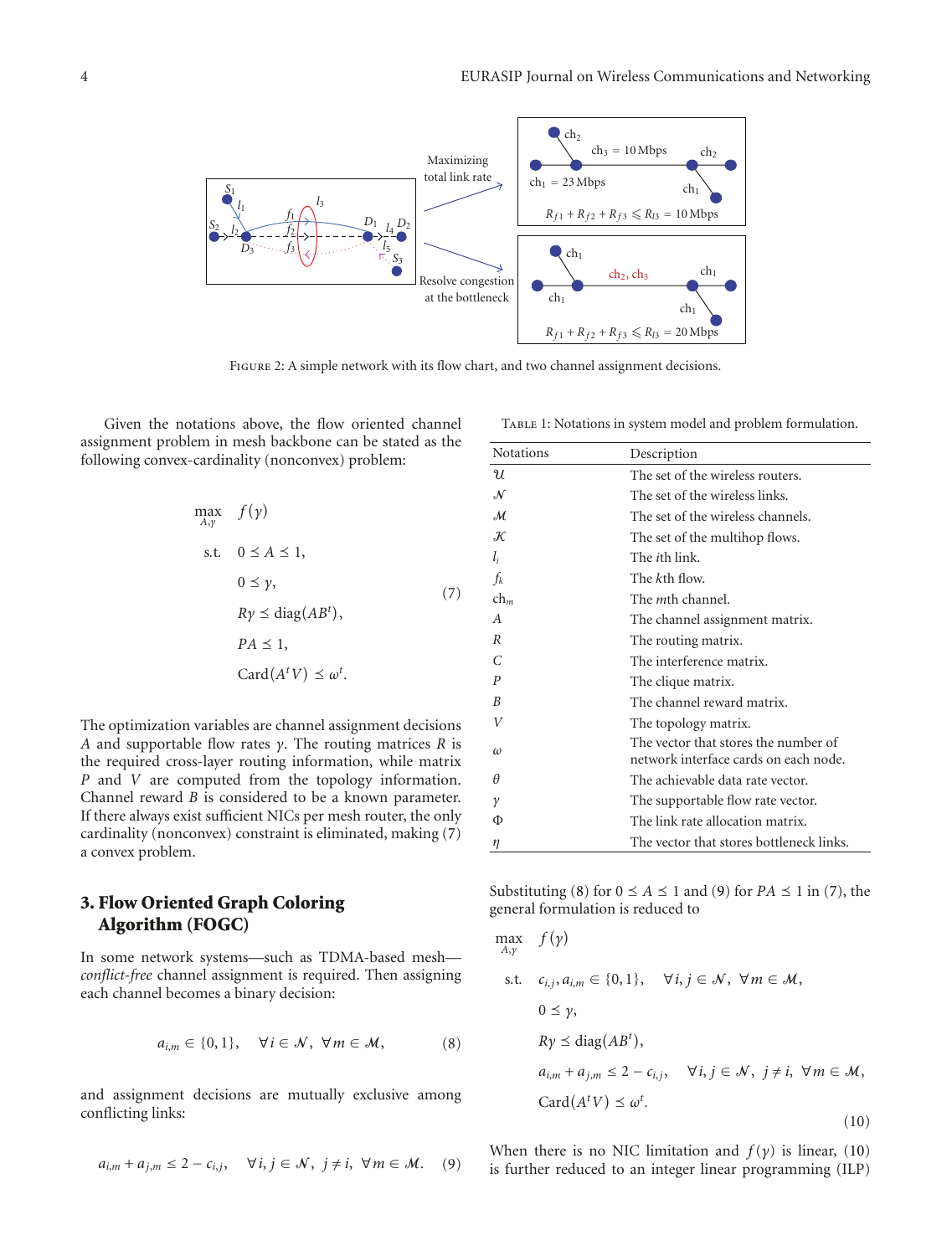FIGURE 2: A simple network with its flow chart, and two channel assignment decisions.

Given the notations above, the flow oriented channel assignment problem in mesh backbone can be stated as the following convex-cardinality (nonconvex) problem:

$$
\begin{aligned}
\max_{A,\gamma} \quad & f(\gamma) \\
\text{s.t.} \quad & 0 \preceq A \preceq 1, \\
& 0 \preceq \gamma, \\
& R\gamma \preceq \operatorname{diag}(AB^t), \\
& PA \preceq 1, \\
& \operatorname{Card}(A^t V) \preceq \omega^t.
\end{aligned}
\tag{7}
$$

The optimization variables are channel assignment decisions $A$ and supportable flow rates $\gamma$. The routing matrices $R$ is the required cross-layer routing information, while matrix $P$ and $V$ are computed from the topology information. Channel reward $B$ is considered to be a known parameter. If there always exist sufficient NICs per mesh router, the only cardinality (nonconvex) constraint is eliminated, making (7) a convex problem.

TABLE 1: Notations in system model and problem formulation.

| Notations | Description |
|---|---|
| $\mathcal{U}$ | The set of the wireless routers. |
| $\mathcal{N}$ | The set of the wireless links. |
| $\mathcal{M}$ | The set of the wireless channels. |
| $\mathcal{K}$ | The set of the multihop flows. |
| $l_i$ | The $i$th link. |
| $f_k$ | The $k$th flow. |
| $\text{ch}_m$ | The $m$th channel. |
| $A$ | The channel assignment matrix. |
| $R$ | The routing matrix. |
| $C$ | The interference matrix. |
| $P$ | The clique matrix. |
| $B$ | The channel reward matrix. |
| $V$ | The topology matrix. |
| $\omega$ | The vector that stores the number of network interface cards on each node. |
| $\theta$ | The achievable data rate vector. |
| $\gamma$ | The supportable flow rate vector. |
| $\Phi$ | The link rate allocation matrix. |
| $\eta$ | The vector that stores bottleneck links. |

## 3. Flow Oriented Graph Coloring Algorithm (FOGC)

In some network systems—such as TDMA-based mesh—*conflict-free* channel assignment is required. Then assigning each channel becomes a binary decision:

$$
a_{i,m} \in \{0,1\}, \quad \forall i \in \mathcal{N},\ \forall m \in \mathcal{M}, \tag{8}
$$

and assignment decisions are mutually exclusive among conflicting links:

$$
a_{i,m} + a_{j,m} \le 2 - c_{i,j}, \quad \forall i,j \in \mathcal{N},\ j \neq i,\ \forall m \in \mathcal{M}. \tag{9}
$$

Substituting (8) for $0 \preceq A \preceq 1$ and (9) for $PA \preceq 1$ in (7), the general formulation is reduced to

$$
\begin{aligned}
\max_{A,\gamma} \quad & f(\gamma) \\
\text{s.t.} \quad & c_{i,j}, a_{i,m} \in \{0,1\}, \quad \forall i,j \in \mathcal{N},\ \forall m \in \mathcal{M}, \\
& 0 \preceq \gamma, \\
& R\gamma \preceq \operatorname{diag}(AB^t), \\
& a_{i,m} + a_{j,m} \le 2 - c_{i,j}, \quad \forall i,j \in \mathcal{N},\ j \neq i,\ \forall m \in \mathcal{M}, \\
& \operatorname{Card}(A^t V) \preceq \omega^t.
\end{aligned}
\tag{10}
$$

When there is no NIC limitation and $f(\gamma)$ is linear, (10) is further reduced to an integer linear programming (ILP)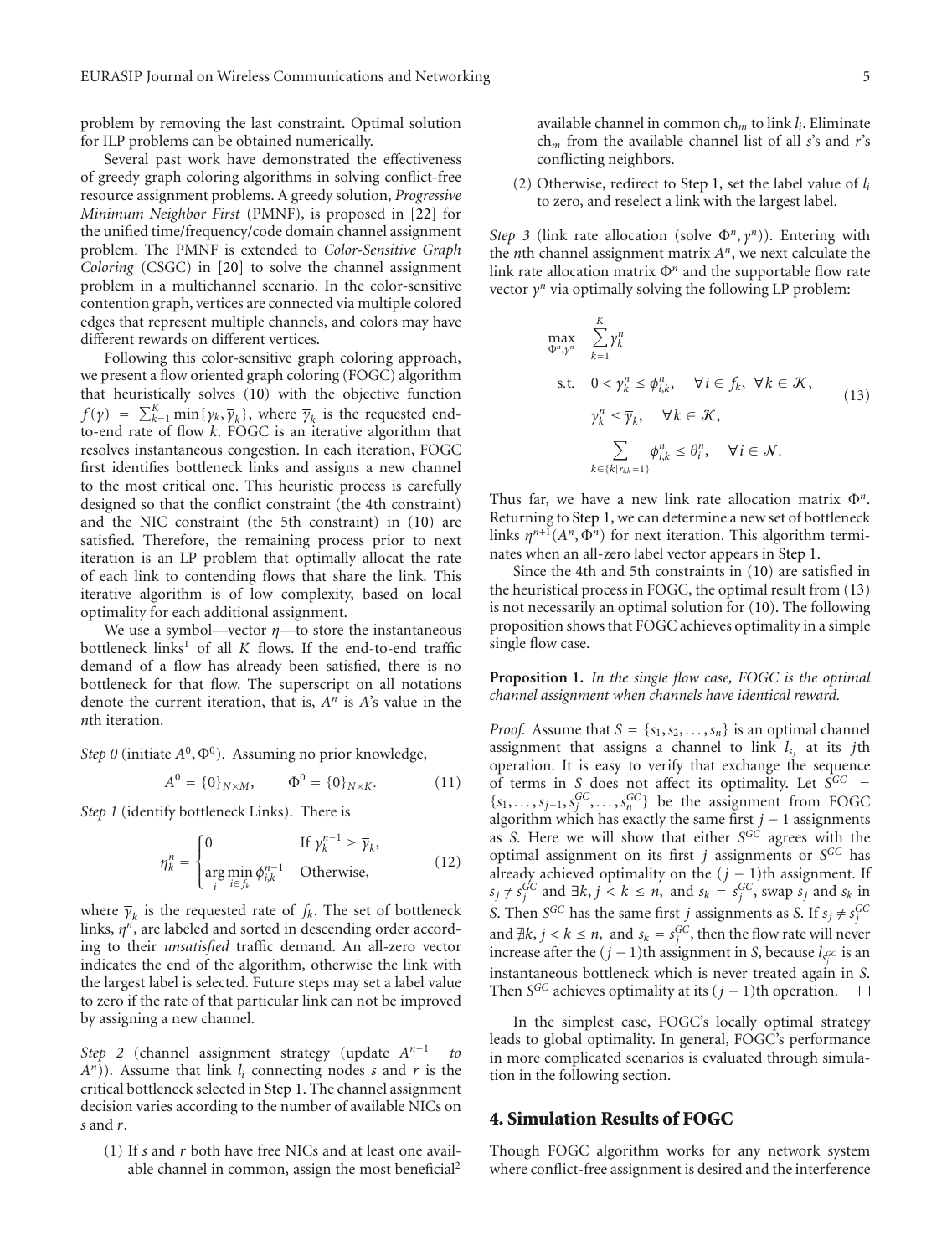problem by removing the last constraint. Optimal solution for ILP problems can be obtained numerically.

Several past work have demonstrated the effectiveness of greedy graph coloring algorithms in solving conflict-free resource assignment problems. A greedy solution, *Progressive Minimum Neighbor First* (PMNF), is proposed in [22] for the unified time/frequency/code domain channel assignment problem. The PMNF is extended to *Color-Sensitive Graph Coloring* (CSGC) in [20] to solve the channel assignment problem in a multichannel scenario. In the color-sensitive contention graph, vertices are connected via multiple colored edges that represent multiple channels, and colors may have different rewards on different vertices.

Following this color-sensitive graph coloring approach, we present a flow oriented graph coloring (FOGC) algorithm that heuristically solves (10) with the objective function $f(\gamma) = \sum_{k=1}^{K} \min\{\gamma_k, \overline{\gamma}_k\}$, where $\overline{\gamma}_k$ is the requested end-to-end rate of flow $k$. FOGC is an iterative algorithm that resolves instantaneous congestion. In each iteration, FOGC first identifies bottleneck links and assigns a new channel to the most critical one. This heuristic process is carefully designed so that the conflict constraint (the 4th constraint) and the NIC constraint (the 5th constraint) in (10) are satisfied. Therefore, the remaining process prior to next iteration is an LP problem that optimally allocat the rate of each link to contending flows that share the link. This iterative algorithm is of low complexity, based on local optimality for each additional assignment.

We use a symbol—vector $\eta$—to store the instantaneous bottleneck links[1] of all $K$ flows. If the end-to-end traffic demand of a flow has already been satisfied, there is no bottleneck for that flow. The superscript on all notations denote the current iteration, that is, $A^n$ is $A$'s value in the $n$th iteration.

*Step 0* (initiate $A^0, \Phi^0$). Assuming no prior knowledge,

$$A^0 = \{0\}_{N\times M}, \qquad \Phi^0 = \{0\}_{N\times K}. \tag{11}$$

*Step 1* (identify bottleneck Links). There is

$$\eta_k^n = \begin{cases} 0 & \text{If } \gamma_k^{n-1} \geq \overline{\gamma}_k, \\ \arg\min\limits_{i} \min\limits_{i\in f_k} \phi_{i,k}^{n-1} & \text{Otherwise,} \end{cases} \tag{12}$$

where $\overline{\gamma}_k$ is the requested rate of $f_k$. The set of bottleneck links, $\eta^n$, are labeled and sorted in descending order according to their *unsatisfied* traffic demand. An all-zero vector indicates the end of the algorithm, otherwise the link with the largest label is selected. Future steps may set a label value to zero if the rate of that particular link can not be improved by assigning a new channel.

*Step 2* (channel assignment strategy (update $A^{n-1}$ *to* $A^n$)). Assume that link $l_i$ connecting nodes $s$ and $r$ is the critical bottleneck selected in Step 1. The channel assignment decision varies according to the number of available NICs on $s$ and $r$.

(1) If $s$ and $r$ both have free NICs and at least one available channel in common, assign the most beneficial[2] available channel in common $\text{ch}_m$ to link $l_i$. Eliminate $\text{ch}_m$ from the available channel list of all $s$'s and $r$'s conflicting neighbors.

(2) Otherwise, redirect to Step 1, set the label value of $l_i$ to zero, and reselect a link with the largest label.

*Step 3* (link rate allocation (solve $\Phi^n, \gamma^n$)). Entering with the $n$th channel assignment matrix $A^n$, we next calculate the link rate allocation matrix $\Phi^n$ and the supportable flow rate vector $\gamma^n$ via optimally solving the following LP problem:

$$\begin{aligned} \max_{\Phi^n, \gamma^n} \quad & \sum_{k=1}^{K} \gamma_k^n \\ \text{s.t.} \quad & 0 < \gamma_k^n \leq \phi_{i,k}^n, \quad \forall i \in f_k, \ \forall k \in \mathcal{K}, \\ & \gamma_k^n \leq \overline{\gamma}_k, \quad \forall k \in \mathcal{K}, \\ & \sum_{k\in\{k \mid r_{i,k}=1\}} \phi_{i,k}^n \leq \theta_i^n, \quad \forall i \in \mathcal{N}. \end{aligned} \tag{13}$$

Thus far, we have a new link rate allocation matrix $\Phi^n$. Returning to Step 1, we can determine a new set of bottleneck links $\eta^{n+1}(A^n, \Phi^n)$ for next iteration. This algorithm terminates when an all-zero label vector appears in Step 1.

Since the 4th and 5th constraints in (10) are satisfied in the heuristical process in FOGC, the optimal result from (13) is not necessarily an optimal solution for (10). The following proposition shows that FOGC achieves optimality in a simple single flow case.

**Proposition 1.** *In the single flow case, FOGC is the optimal channel assignment when channels have identical reward.*

*Proof.* Assume that $S = \{s_1, s_2, \ldots, s_n\}$ is an optimal channel assignment that assigns a channel to link $l_{s_j}$ at its $j$th operation. It is easy to verify that exchange the sequence of terms in $S$ does not affect its optimality. Let $S^{GC} = \{s_1, \ldots, s_{j-1}, s_j^{GC}, \ldots, s_n^{GC}\}$ be the assignment from FOGC algorithm which has exactly the same first $j-1$ assignments as $S$. Here we will show that either $S^{GC}$ agrees with the optimal assignment on its first $j$ assignments or $S^{GC}$ has already achieved optimality on the $(j-1)$th assignment. If $s_j \neq s_j^{GC}$ and $\exists k, j < k \leq n$, and $s_k = s_j^{GC}$, swap $s_j$ and $s_k$ in $S$. Then $S^{GC}$ has the same first $j$ assignments as $S$. If $s_j \neq s_j^{GC}$ and $\nexists k, j < k \leq n$, and $s_k = s_j^{GC}$, then the flow rate will never increase after the $(j-1)$th assignment in $S$, because $l_{s_j^{GC}}$ is an instantaneous bottleneck which is never treated again in $S$. Then $S^{GC}$ achieves optimality at its $(j-1)$th operation. □

In the simplest case, FOGC's locally optimal strategy leads to global optimality. In general, FOGC's performance in more complicated scenarios is evaluated through simulation in the following section.

## 4. Simulation Results of FOGC

Though FOGC algorithm works for any network system where conflict-free assignment is desired and the interference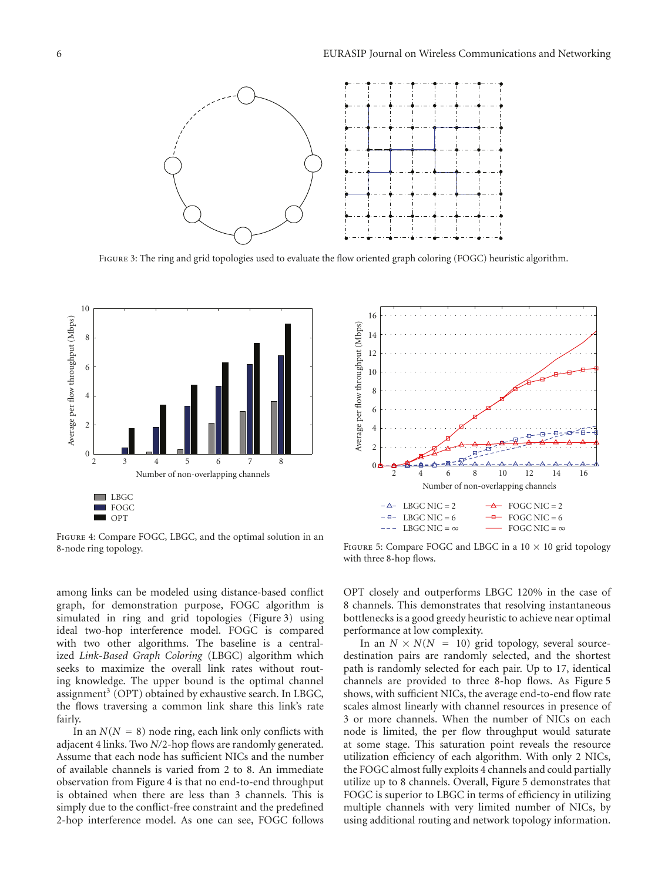Figure 3: The ring and grid topologies used to evaluate the flow oriented graph coloring (FOGC) heuristic algorithm.

Figure 4: Compare FOGC, LBGC, and the optimal solution in an 8-node ring topology.

Figure 5: Compare FOGC and LBGC in a 10 × 10 grid topology with three 8-hop flows.

among links can be modeled using distance-based conflict graph, for demonstration purpose, FOGC algorithm is simulated in ring and grid topologies (Figure 3) using ideal two-hop interference model. FOGC is compared with two other algorithms. The baseline is a centralized *Link-Based Graph Coloring* (LBGC) algorithm which seeks to maximize the overall link rates without routing knowledge. The upper bound is the optimal channel assignment[3] (OPT) obtained by exhaustive search. In LBGC, the flows traversing a common link share this link's rate fairly.

In an $N(N = 8)$ node ring, each link only conflicts with adjacent 4 links. Two $N/2$-hop flows are randomly generated. Assume that each node has sufficient NICs and the number of available channels is varied from 2 to 8. An immediate observation from Figure 4 is that no end-to-end throughput is obtained when there are less than 3 channels. This is simply due to the conflict-free constraint and the predefined 2-hop interference model. As one can see, FOGC follows OPT closely and outperforms LBGC 120% in the case of 8 channels. This demonstrates that resolving instantaneous bottlenecks is a good greedy heuristic to achieve near optimal performance at low complexity.

In an $N \times N(N = 10)$ grid topology, several source-destination pairs are randomly selected, and the shortest path is randomly selected for each pair. Up to 17, identical channels are provided to three 8-hop flows. As Figure 5 shows, with sufficient NICs, the average end-to-end flow rate scales almost linearly with channel resources in presence of 3 or more channels. When the number of NICs on each node is limited, the per flow throughput would saturate at some stage. This saturation point reveals the resource utilization efficiency of each algorithm. With only 2 NICs, the FOGC almost fully exploits 4 channels and could partially utilize up to 8 channels. Overall, Figure 5 demonstrates that FOGC is superior to LBGC in terms of efficiency in utilizing multiple channels with very limited number of NICs, by using additional routing and network topology information.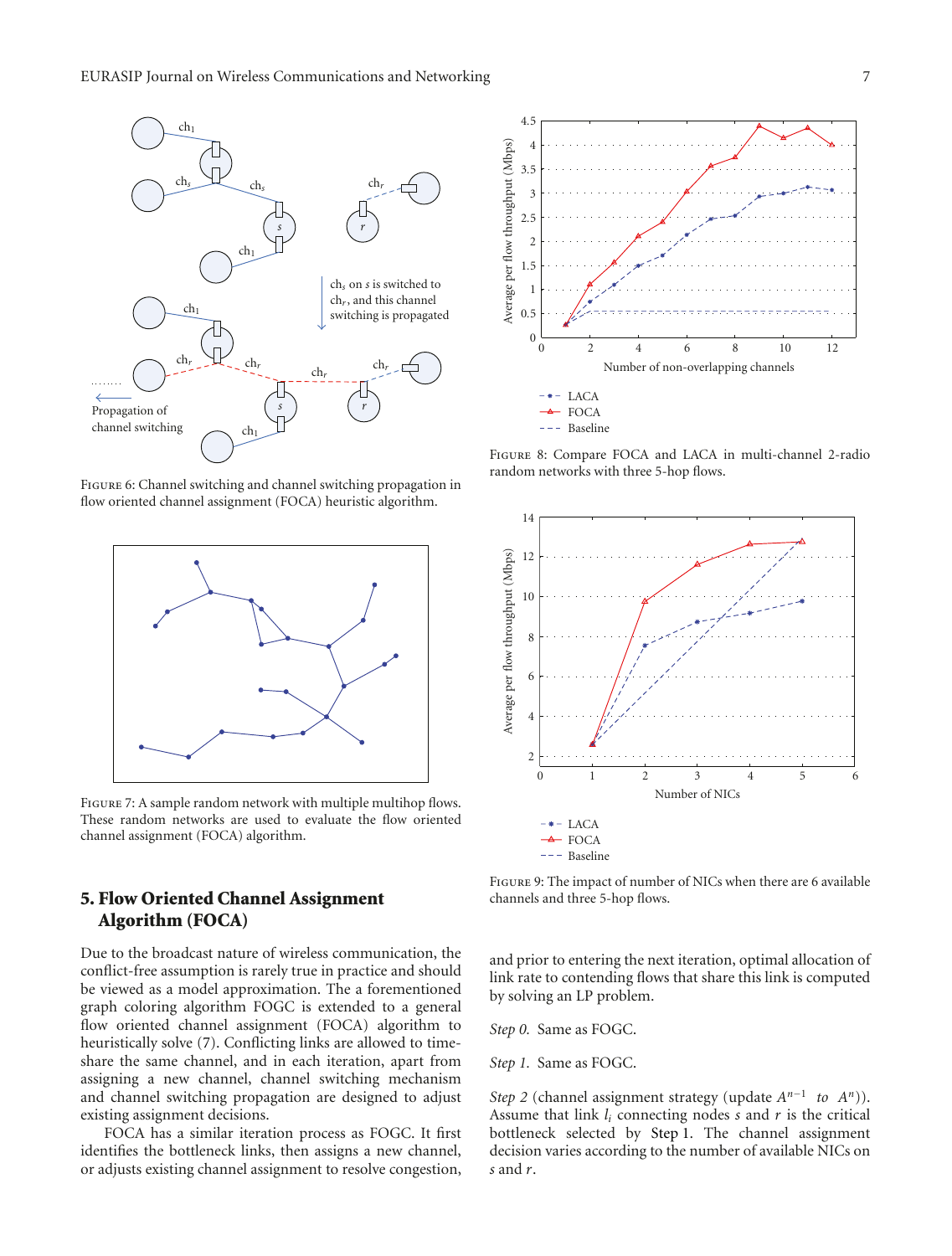Figure 6: Channel switching and channel switching propagation in flow oriented channel assignment (FOCA) heuristic algorithm.

Figure 7: A sample random network with multiple multihop flows. These random networks are used to evaluate the flow oriented channel assignment (FOCA) algorithm.

## 5. Flow Oriented Channel Assignment Algorithm (FOCA)

Due to the broadcast nature of wireless communication, the conflict-free assumption is rarely true in practice and should be viewed as a model approximation. The aforementioned graph coloring algorithm FOGC is extended to a general flow oriented channel assignment (FOCA) algorithm to heuristically solve (7). Conflicting links are allowed to time-share the same channel, and in each iteration, apart from assigning a new channel, channel switching mechanism and channel switching propagation are designed to adjust existing assignment decisions.

FOCA has a similar iteration process as FOGC. It first identifies the bottleneck links, then assigns a new channel, or adjusts existing channel assignment to resolve congestion, and prior to entering the next iteration, optimal allocation of link rate to contending flows that share this link is computed by solving an LP problem.

Figure 8: Compare FOCA and LACA in multi-channel 2-radio random networks with three 5-hop flows.

Figure 9: The impact of number of NICs when there are 6 available channels and three 5-hop flows.

*Step 0.* Same as FOGC.

*Step 1.* Same as FOGC.

*Step 2* (channel assignment strategy (update $A^{n-1}$ *to* $A^{n}$)). Assume that link $l_i$ connecting nodes $s$ and $r$ is the critical bottleneck selected by **Step 1**. The channel assignment decision varies according to the number of available NICs on $s$ and $r$.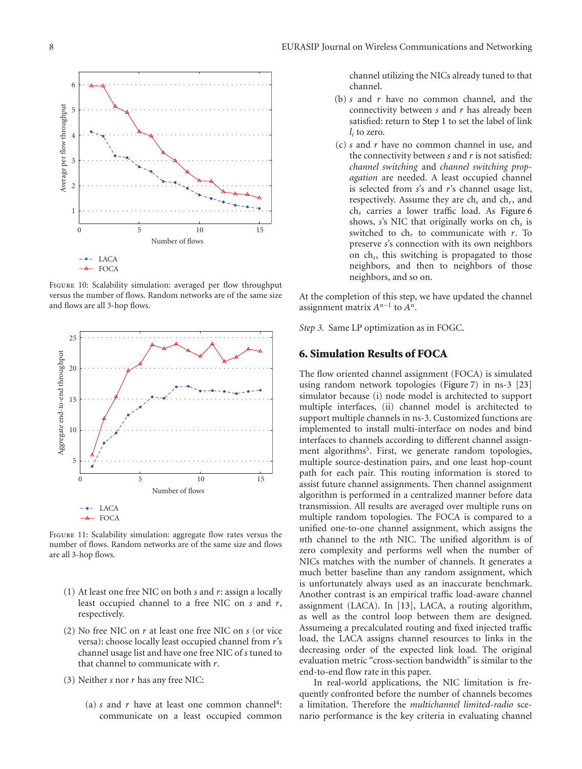FIGURE 10: Scalability simulation: averaged per flow throughput versus the number of flows. Random networks are of the same size and flows are all 3-hop flows.

FIGURE 11: Scalability simulation: aggregate flow rates versus the number of flows. Random networks are of the same size and flows are all 3-hop flows.

(1) At least one free NIC on both $s$ and $r$: assign a locally least occupied channel to a free NIC on $s$ and $r$, respectively.

(2) No free NIC on $r$ at least one free NIC on $s$ (or vice versa): choose locally least occupied channel from $r$'s channel usage list and have one free NIC of $s$ tuned to that channel to communicate with $r$.

(3) Neither $s$ nor $r$ has any free NIC:

   (a) $s$ and $r$ have at least one common channel[4]: communicate on a least occupied common channel utilizing the NICs already tuned to that channel.

   (b) $s$ and $r$ have no common channel, and the connectivity between $s$ and $r$ has already been satisfied: return to Step 1 to set the label of link $l_i$ to zero.

   (c) $s$ and $r$ have no common channel in use, and the connectivity between $s$ and $r$ is not satisfied: *channel switching* and *channel switching propagation* are needed. A least occupied channel is selected from $s$'s and $r$'s channel usage list, respectively. Assume they are $\text{ch}_s$ and $\text{ch}_r$, and $\text{ch}_s$ carries a lower traffic load. As Figure 6 shows, $s$'s NIC that originally works on $\text{ch}_s$ is switched to $\text{ch}_r$ to communicate with $r$. To preserve $s$'s connection with its own neighbors on $\text{ch}_s$, this switching is propagated to those neighbors, and then to neighbors of those neighbors, and so on.

At the completion of this step, we have updated the channel assignment matrix $A^{n-1}$ to $A^n$.

*Step 3.* Same LP optimization as in FOGC.

## 6. Simulation Results of FOCA

The flow oriented channel assignment (FOCA) is simulated using random network topologies (Figure 7) in ns-3 [23] simulator because (i) node model is architected to support multiple interfaces, (ii) channel model is architected to support multiple channels in ns-3. Customized functions are implemented to install multi-interface on nodes and bind interfaces to channels according to different channel assignment algorithms[5]. First, we generate random topologies, multiple source-destination pairs, and one least hop-count path for each pair. This routing information is stored to assist future channel assignments. Then channel assignment algorithm is performed in a centralized manner before data transmission. All results are averaged over multiple runs on multiple random topologies. The FOCA is compared to a unified one-to-one channel assignment, which assigns the $n$th channel to the $n$th NIC. The unified algorithm is of zero complexity and performs well when the number of NICs matches with the number of channels. It generates a much better baseline than any random assignment, which is unfortunately always used as an inaccurate benchmark. Another contrast is an empirical traffic load-aware channel assignment (LACA). In [13], LACA, a routing algorithm, as well as the control loop between them are designed. Assumeing a precalculated routing and fixed injected traffic load, the LACA assigns channel resources to links in the decreasing order of the expected link load. The original evaluation metric "cross-section bandwidth" is similar to the end-to-end flow rate in this paper.

In real-world applications, the NIC limitation is frequently confronted before the number of channels becomes a limitation. Therefore the *multichannel limited-radio* scenario performance is the key criteria in evaluating channel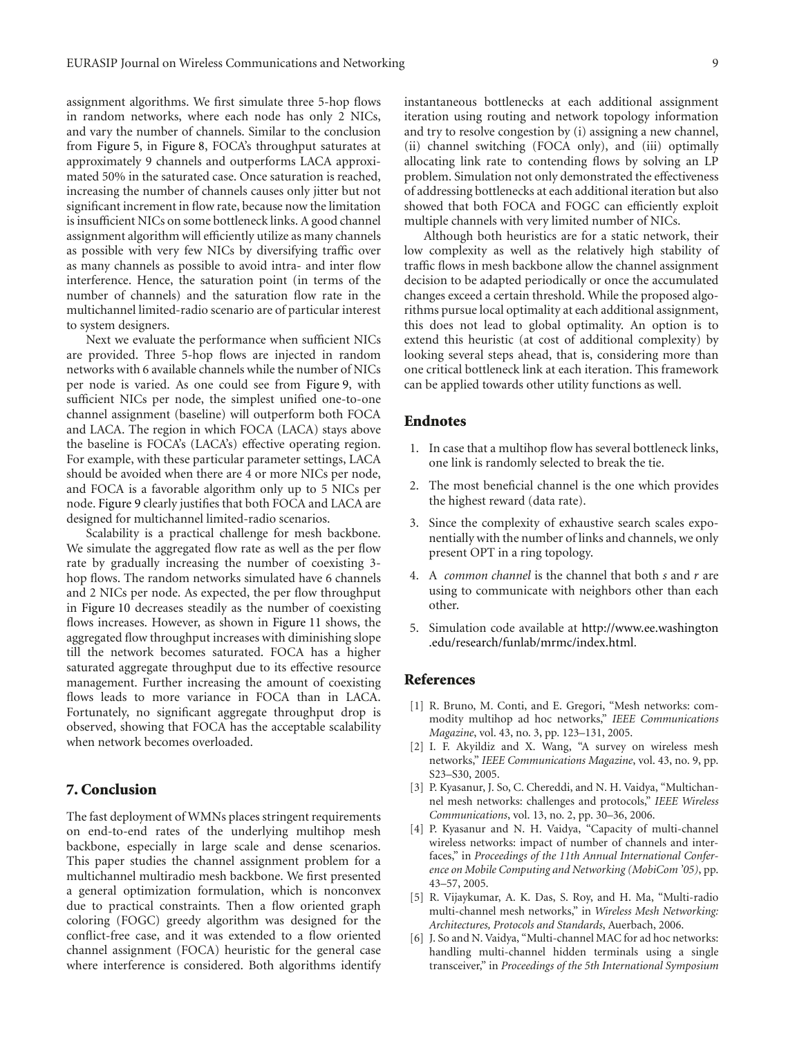assignment algorithms. We first simulate three 5-hop flows in random networks, where each node has only 2 NICs, and vary the number of channels. Similar to the conclusion from Figure 5, in Figure 8, FOCA's throughput saturates at approximately 9 channels and outperforms LACA approximated 50% in the saturated case. Once saturation is reached, increasing the number of channels causes only jitter but not significant increment in flow rate, because now the limitation is insufficient NICs on some bottleneck links. A good channel assignment algorithm will efficiently utilize as many channels as possible with very few NICs by diversifying traffic over as many channels as possible to avoid intra- and inter flow interference. Hence, the saturation point (in terms of the number of channels) and the saturation flow rate in the multichannel limited-radio scenario are of particular interest to system designers.

Next we evaluate the performance when sufficient NICs are provided. Three 5-hop flows are injected in random networks with 6 available channels while the number of NICs per node is varied. As one could see from Figure 9, with sufficient NICs per node, the simplest unified one-to-one channel assignment (baseline) will outperform both FOCA and LACA. The region in which FOCA (LACA) stays above the baseline is FOCA's (LACA's) effective operating region. For example, with these particular parameter settings, LACA should be avoided when there are 4 or more NICs per node, and FOCA is a favorable algorithm only up to 5 NICs per node. Figure 9 clearly justifies that both FOCA and LACA are designed for multichannel limited-radio scenarios.

Scalability is a practical challenge for mesh backbone. We simulate the aggregated flow rate as well as the per flow rate by gradually increasing the number of coexisting 3-hop flows. The random networks simulated have 6 channels and 2 NICs per node. As expected, the per flow throughput in Figure 10 decreases steadily as the number of coexisting flows increases. However, as shown in Figure 11 shows, the aggregated flow throughput increases with diminishing slope till the network becomes saturated. FOCA has a higher saturated aggregate throughput due to its effective resource management. Further increasing the amount of coexisting flows leads to more variance in FOCA than in LACA. Fortunately, no significant aggregate throughput drop is observed, showing that FOCA has the acceptable scalability when network becomes overloaded.

## 7. Conclusion

The fast deployment of WMNs places stringent requirements on end-to-end rates of the underlying multihop mesh backbone, especially in large scale and dense scenarios. This paper studies the channel assignment problem for a multichannel multiradio mesh backbone. We first presented a general optimization formulation, which is nonconvex due to practical constraints. Then a flow oriented graph coloring (FOGC) greedy algorithm was designed for the conflict-free case, and it was extended to a flow oriented channel assignment (FOCA) heuristic for the general case where interference is considered. Both algorithms identify instantaneous bottlenecks at each additional assignment iteration using routing and network topology information and try to resolve congestion by (i) assigning a new channel, (ii) channel switching (FOCA only), and (iii) optimally allocating link rate to contending flows by solving an LP problem. Simulation not only demonstrated the effectiveness of addressing bottlenecks at each additional iteration but also showed that both FOCA and FOGC can efficiently exploit multiple channels with very limited number of NICs.

Although both heuristics are for a static network, their low complexity as well as the relatively high stability of traffic flows in mesh backbone allow the channel assignment decision to be adapted periodically or once the accumulated changes exceed a certain threshold. While the proposed algorithms pursue local optimality at each additional assignment, this does not lead to global optimality. An option is to extend this heuristic (at cost of additional complexity) by looking several steps ahead, that is, considering more than one critical bottleneck link at each iteration. This framework can be applied towards other utility functions as well.

## Endnotes

1. In case that a multihop flow has several bottleneck links, one link is randomly selected to break the tie.
2. The most beneficial channel is the one which provides the highest reward (data rate).
3. Since the complexity of exhaustive search scales exponentially with the number of links and channels, we only present OPT in a ring topology.
4. A *common channel* is the channel that both $s$ and $r$ are using to communicate with neighbors other than each other.
5. Simulation code available at http://www.ee.washington.edu/research/funlab/mrmc/index.html.

## References

[1] R. Bruno, M. Conti, and E. Gregori, "Mesh networks: commodity multihop ad hoc networks," *IEEE Communications Magazine*, vol. 43, no. 3, pp. 123–131, 2005.

[2] I. F. Akyildiz and X. Wang, "A survey on wireless mesh networks," *IEEE Communications Magazine*, vol. 43, no. 9, pp. S23–S30, 2005.

[3] P. Kyasanur, J. So, C. Chereddi, and N. H. Vaidya, "Multichannel mesh networks: challenges and protocols," *IEEE Wireless Communications*, vol. 13, no. 2, pp. 30–36, 2006.

[4] P. Kyasanur and N. H. Vaidya, "Capacity of multi-channel wireless networks: impact of number of channels and interfaces," in *Proceedings of the 11th Annual International Conference on Mobile Computing and Networking (MobiCom '05)*, pp. 43–57, 2005.

[5] R. Vijaykumar, A. K. Das, S. Roy, and H. Ma, "Multi-radio multi-channel mesh networks," in *Wireless Mesh Networking: Architectures, Protocols and Standards*, Auerbach, 2006.

[6] J. So and N. Vaidya, "Multi-channel MAC for ad hoc networks: handling multi-channel hidden terminals using a single transceiver," in *Proceedings of the 5th International Symposium*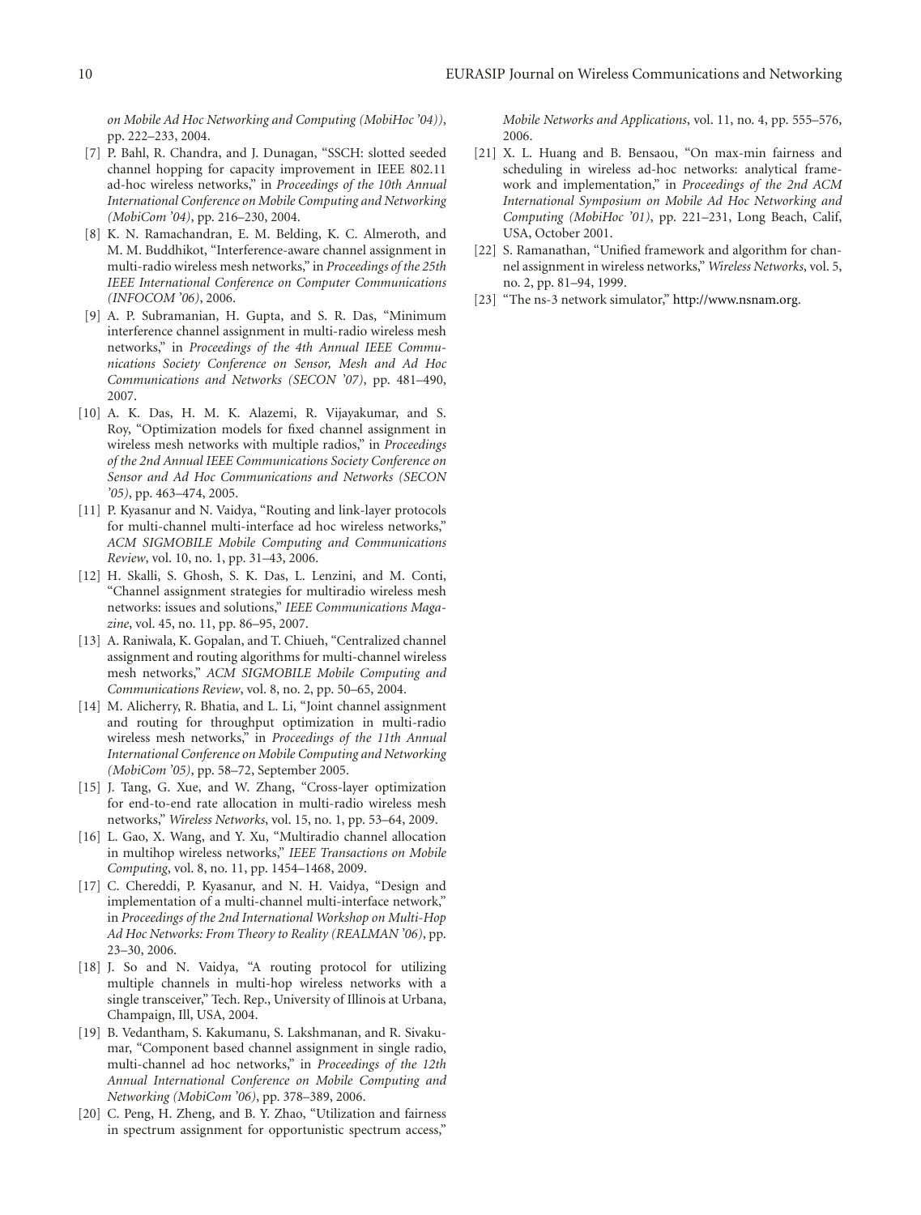*on Mobile Ad Hoc Networking and Computing (MobiHoc '04))*, pp. 222–233, 2004.

[7] P. Bahl, R. Chandra, and J. Dunagan, "SSCH: slotted seeded channel hopping for capacity improvement in IEEE 802.11 ad-hoc wireless networks," in *Proceedings of the 10th Annual International Conference on Mobile Computing and Networking (MobiCom '04)*, pp. 216–230, 2004.

[8] K. N. Ramachandran, E. M. Belding, K. C. Almeroth, and M. M. Buddhikot, "Interference-aware channel assignment in multi-radio wireless mesh networks," in *Proceedings of the 25th IEEE International Conference on Computer Communications (INFOCOM '06)*, 2006.

[9] A. P. Subramanian, H. Gupta, and S. R. Das, "Minimum interference channel assignment in multi-radio wireless mesh networks," in *Proceedings of the 4th Annual IEEE Communications Society Conference on Sensor, Mesh and Ad Hoc Communications and Networks (SECON '07)*, pp. 481–490, 2007.

[10] A. K. Das, H. M. K. Alazemi, R. Vijayakumar, and S. Roy, "Optimization models for fixed channel assignment in wireless mesh networks with multiple radios," in *Proceedings of the 2nd Annual IEEE Communications Society Conference on Sensor and Ad Hoc Communications and Networks (SECON '05)*, pp. 463–474, 2005.

[11] P. Kyasanur and N. Vaidya, "Routing and link-layer protocols for multi-channel multi-interface ad hoc wireless networks," *ACM SIGMOBILE Mobile Computing and Communications Review*, vol. 10, no. 1, pp. 31–43, 2006.

[12] H. Skalli, S. Ghosh, S. K. Das, L. Lenzini, and M. Conti, "Channel assignment strategies for multiradio wireless mesh networks: issues and solutions," *IEEE Communications Magazine*, vol. 45, no. 11, pp. 86–95, 2007.

[13] A. Raniwala, K. Gopalan, and T. Chiueh, "Centralized channel assignment and routing algorithms for multi-channel wireless mesh networks," *ACM SIGMOBILE Mobile Computing and Communications Review*, vol. 8, no. 2, pp. 50–65, 2004.

[14] M. Alicherry, R. Bhatia, and L. Li, "Joint channel assignment and routing for throughput optimization in multi-radio wireless mesh networks," in *Proceedings of the 11th Annual International Conference on Mobile Computing and Networking (MobiCom '05)*, pp. 58–72, September 2005.

[15] J. Tang, G. Xue, and W. Zhang, "Cross-layer optimization for end-to-end rate allocation in multi-radio wireless mesh networks," *Wireless Networks*, vol. 15, no. 1, pp. 53–64, 2009.

[16] L. Gao, X. Wang, and Y. Xu, "Multiradio channel allocation in multihop wireless networks," *IEEE Transactions on Mobile Computing*, vol. 8, no. 11, pp. 1454–1468, 2009.

[17] C. Chereddi, P. Kyasanur, and N. H. Vaidya, "Design and implementation of a multi-channel multi-interface network," in *Proceedings of the 2nd International Workshop on Multi-Hop Ad Hoc Networks: From Theory to Reality (REALMAN '06)*, pp. 23–30, 2006.

[18] J. So and N. Vaidya, "A routing protocol for utilizing multiple channels in multi-hop wireless networks with a single transceiver," Tech. Rep., University of Illinois at Urbana, Champaign, Ill, USA, 2004.

[19] B. Vedantham, S. Kakumanu, S. Lakshmanan, and R. Sivakumar, "Component based channel assignment in single radio, multi-channel ad hoc networks," in *Proceedings of the 12th Annual International Conference on Mobile Computing and Networking (MobiCom '06)*, pp. 378–389, 2006.

[20] C. Peng, H. Zheng, and B. Y. Zhao, "Utilization and fairness in spectrum assignment for opportunistic spectrum access," *Mobile Networks and Applications*, vol. 11, no. 4, pp. 555–576, 2006.

[21] X. L. Huang and B. Bensaou, "On max-min fairness and scheduling in wireless ad-hoc networks: analytical framework and implementation," in *Proceedings of the 2nd ACM International Symposium on Mobile Ad Hoc Networking and Computing (MobiHoc '01)*, pp. 221–231, Long Beach, Calif, USA, October 2001.

[22] S. Ramanathan, "Unified framework and algorithm for channel assignment in wireless networks," *Wireless Networks*, vol. 5, no. 2, pp. 81–94, 1999.

[23] "The ns-3 network simulator," http://www.nsnam.org.